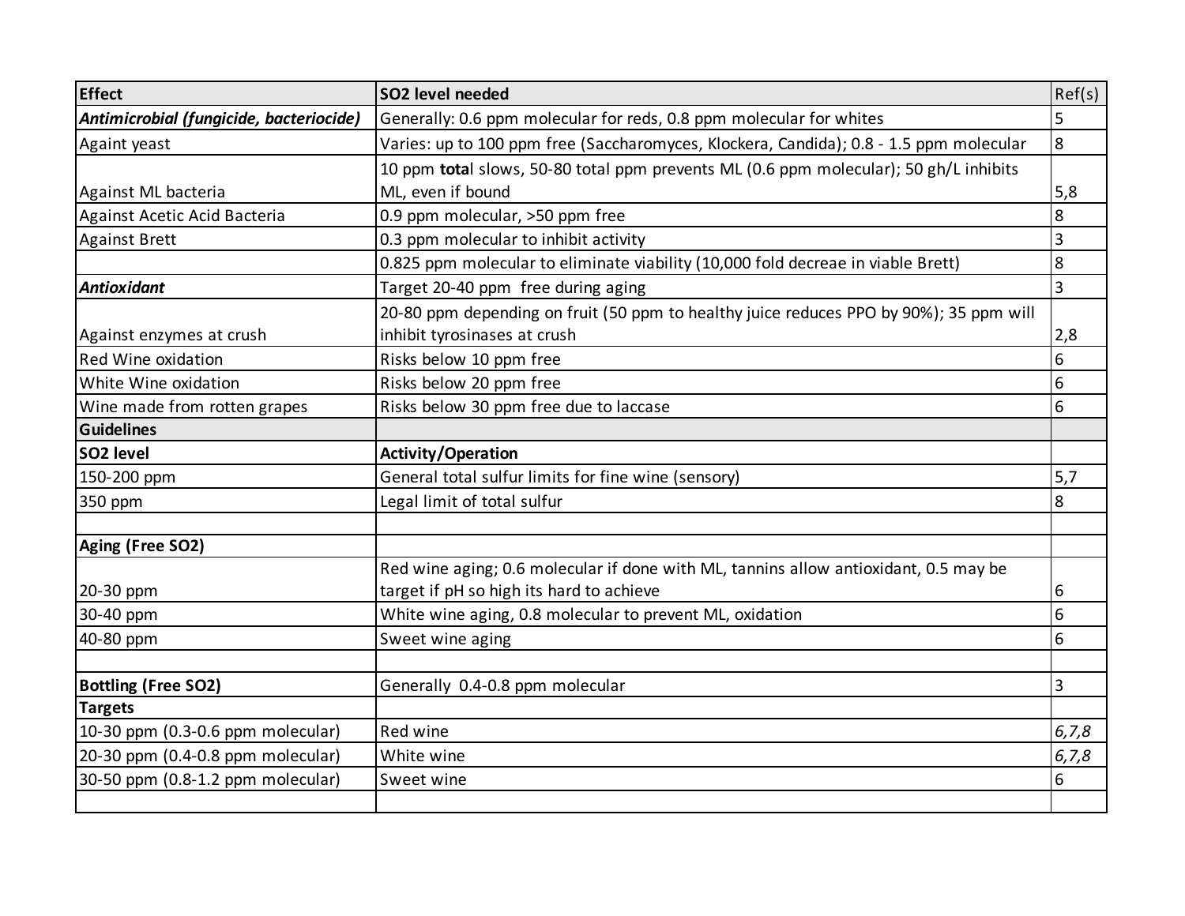| Effect | SO2 level needed | Ref(s) |
|---|---|---|
| ***Antimicrobial (fungicide, bacteriocide)*** | Generally: 0.6 ppm molecular for reds, 0.8 ppm molecular for whites | 5 |
| Againt yeast | Varies: up to 100 ppm free (Saccharomyces, Klockera, Candida); 0.8 - 1.5 ppm molecular | 8 |
| Against ML bacteria | 10 ppm **tota**l slows, 50-80 total ppm prevents ML (0.6 ppm molecular); 50 gh/L inhibits ML, even if bound | 5,8 |
| Against Acetic Acid Bacteria | 0.9 ppm molecular, >50 ppm free | 8 |
| Against Brett | 0.3 ppm molecular to inhibit activity | 3 |
| | 0.825 ppm molecular to eliminate viability (10,000 fold decreae in viable Brett) | 8 |
| ***Antioxidant*** | Target 20-40 ppm free during aging | 3 |
| Against enzymes at crush | 20-80 ppm depending on fruit (50 ppm to healthy juice reduces PPO by 90%); 35 ppm will inhibit tyrosinases at crush | 2,8 |
| Red Wine oxidation | Risks below 10 ppm free | 6 |
| White Wine oxidation | Risks below 20 ppm free | 6 |
| Wine made from rotten grapes | Risks below 30 ppm free due to laccase | 6 |
| **Guidelines** | | |
| **SO2 level** | **Activity/Operation** | |
| 150-200 ppm | General total sulfur limits for fine wine (sensory) | 5,7 |
| 350 ppm | Legal limit of total sulfur | 8 |
| | | |
| **Aging (Free SO2)** | | |
| 20-30 ppm | Red wine aging; 0.6 molecular if done with ML, tannins allow antioxidant, 0.5 may be target if pH so high its hard to achieve | 6 |
| 30-40 ppm | White wine aging, 0.8 molecular to prevent ML, oxidation | 6 |
| 40-80 ppm | Sweet wine aging | 6 |
| | | |
| **Bottling (Free SO2)** | Generally 0.4-0.8 ppm molecular | 3 |
| **Targets** | | |
| 10-30 ppm (0.3-0.6 ppm molecular) | Red wine | *6,7,8* |
| 20-30 ppm (0.4-0.8 ppm molecular) | White wine | *6,7,8* |
| 30-50 ppm (0.8-1.2 ppm molecular) | Sweet wine | 6 |
| | | |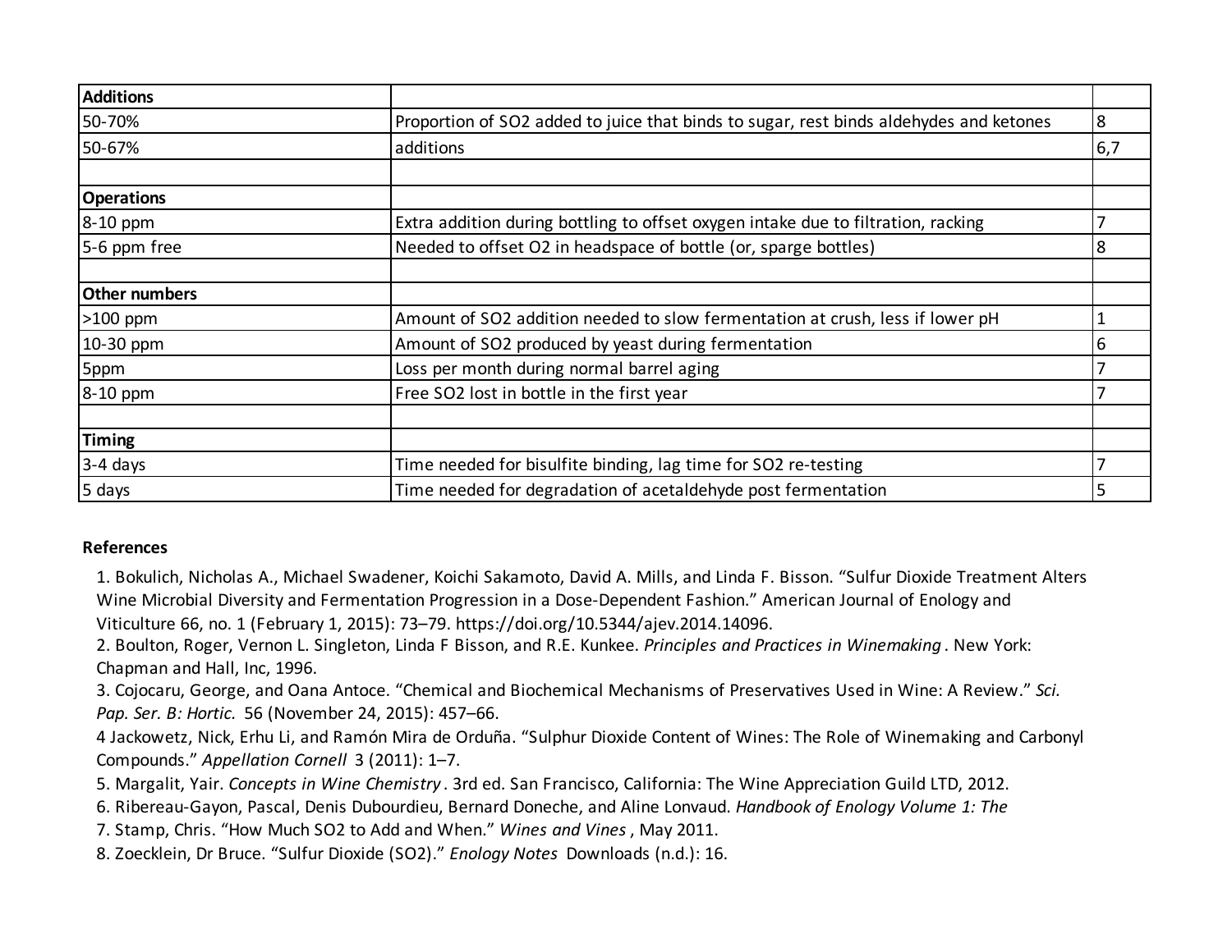| | | |
|---|---|---|
| **Additions** | | |
| 50-70% | Proportion of $SO_2$ added to juice that binds to sugar, rest binds aldehydes and ketones | 8 |
| 50-67% | additions | 6,7 |
| | | |
| **Operations** | | |
| 8-10 ppm | Extra addition during bottling to offset oxygen intake due to filtration, racking | 7 |
| 5-6 ppm free | Needed to offset $O_2$ in headspace of bottle (or, sparge bottles) | 8 |
| | | |
| **Other numbers** | | |
| >100 ppm | Amount of $SO_2$ addition needed to slow fermentation at crush, less if lower pH | 1 |
| 10-30 ppm | Amount of $SO_2$ produced by yeast during fermentation | 6 |
| 5ppm | Loss per month during normal barrel aging | 7 |
| 8-10 ppm | Free $SO_2$ lost in bottle in the first year | 7 |
| | | |
| **Timing** | | |
| 3-4 days | Time needed for bisulfite binding, lag time for $SO_2$ re-testing | 7 |
| 5 days | Time needed for degradation of acetaldehyde post fermentation | 5 |

**References**

1. Bokulich, Nicholas A., Michael Swadener, Koichi Sakamoto, David A. Mills, and Linda F. Bisson. “Sulfur Dioxide Treatment Alters Wine Microbial Diversity and Fermentation Progression in a Dose-Dependent Fashion.” American Journal of Enology and Viticulture 66, no. 1 (February 1, 2015): 73–79. https://doi.org/10.5344/ajev.2014.14096.
2. Boulton, Roger, Vernon L. Singleton, Linda F Bisson, and R.E. Kunkee. *Principles and Practices in Winemaking*. New York: Chapman and Hall, Inc, 1996.
3. Cojocaru, George, and Oana Antoce. “Chemical and Biochemical Mechanisms of Preservatives Used in Wine: A Review.” *Sci. Pap. Ser. B: Hortic.* 56 (November 24, 2015): 457–66.
4. Jackowetz, Nick, Erhu Li, and Ramón Mira de Orduña. “Sulphur Dioxide Content of Wines: The Role of Winemaking and Carbonyl Compounds.” *Appellation Cornell* 3 (2011): 1–7.
5. Margalit, Yair. *Concepts in Wine Chemistry*. 3rd ed. San Francisco, California: The Wine Appreciation Guild LTD, 2012.
6. Ribereau-Gayon, Pascal, Denis Dubourdieu, Bernard Doneche, and Aline Lonvaud. *Handbook of Enology Volume 1: The*
7. Stamp, Chris. “How Much SO2 to Add and When.” *Wines and Vines*, May 2011.
8. Zoecklein, Dr Bruce. “Sulfur Dioxide (SO2).” *Enology Notes* Downloads (n.d.): 16.